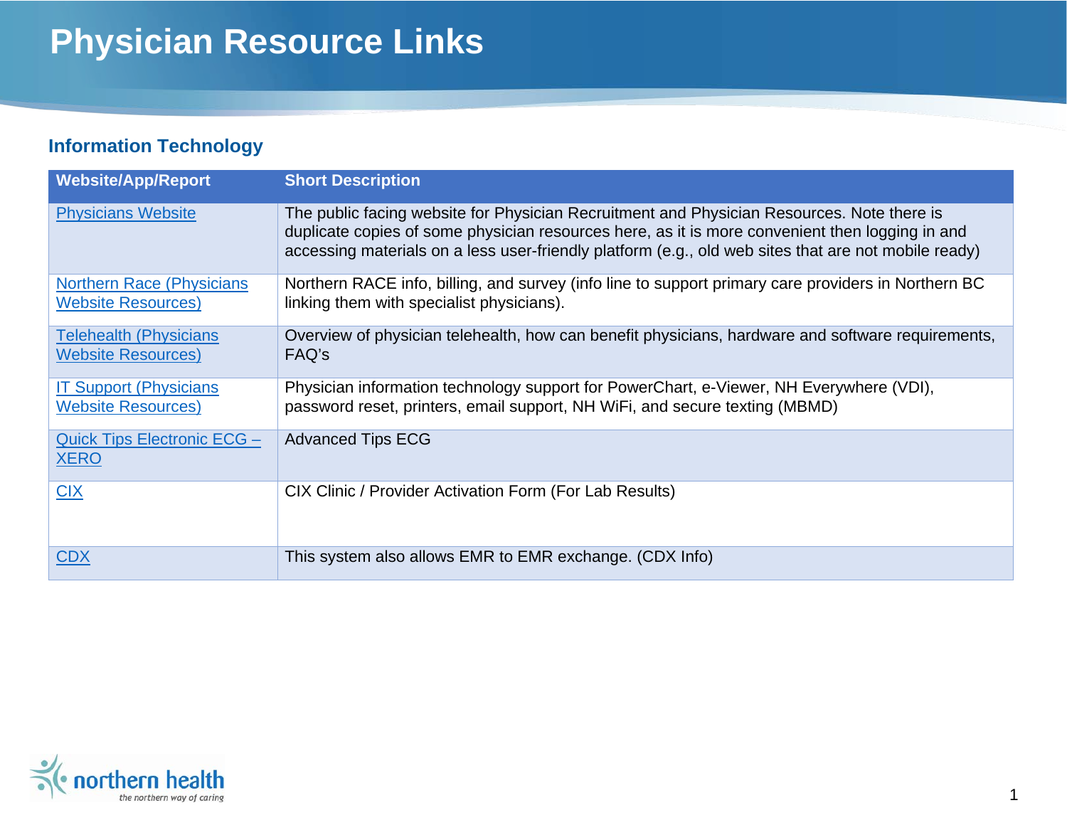# Physician Resource Links

## Information Technology

| Website/App/Report | Short Description |
|---|---|
| Physicians Website | The public facing website for Physician Recruitment and Physician Resources. Note there is duplicate copies of some physician resources here, as it is more convenient then logging in and accessing materials on a less user-friendly platform (e.g., old web sites that are not mobile ready) |
| Northern Race (Physicians Website Resources) | Northern RACE info, billing, and survey (info line to support primary care providers in Northern BC linking them with specialist physicians). |
| Telehealth (Physicians Website Resources) | Overview of physician telehealth, how can benefit physicians, hardware and software requirements, FAQ's |
| IT Support (Physicians Website Resources) | Physician information technology support for PowerChart, e-Viewer, NH Everywhere (VDI), password reset, printers, email support, NH WiFi, and secure texting (MBMD) |
| Quick Tips Electronic ECG – XERO | Advanced Tips ECG |
| CIX | CIX Clinic / Provider Activation Form (For Lab Results) |
| CDX | This system also allows EMR to EMR exchange. (CDX Info) |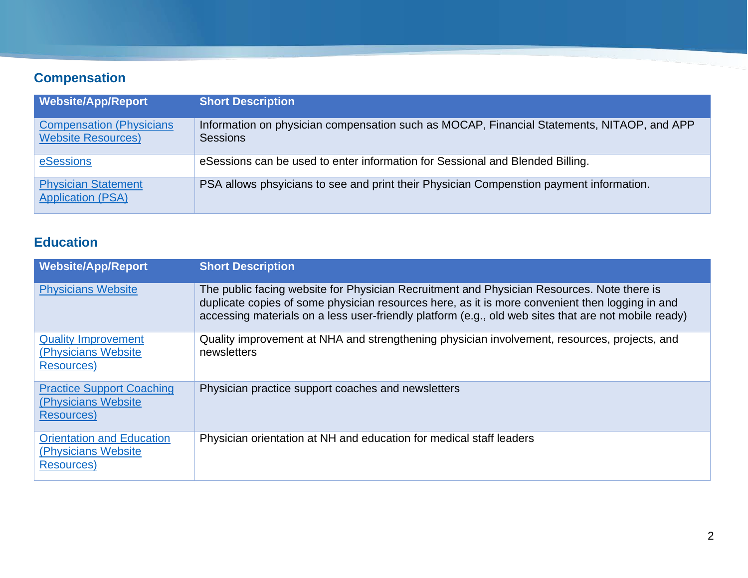## Compensation

| Website/App/Report | Short Description |
| --- | --- |
| Compensation (Physicians Website Resources) | Information on physician compensation such as MOCAP, Financial Statements, NITAOP, and APP Sessions |
| eSessions | eSessions can be used to enter information for Sessional and Blended Billing. |
| Physician Statement Application (PSA) | PSA allows phsyicians to see and print their Physician Compenstion payment information. |

## Education

| Website/App/Report | Short Description |
| --- | --- |
| Physicians Website | The public facing website for Physician Recruitment and Physician Resources. Note there is duplicate copies of some physician resources here, as it is more convenient then logging in and accessing materials on a less user-friendly platform (e.g., old web sites that are not mobile ready) |
| Quality Improvement (Physicians Website Resources) | Quality improvement at NHA and strengthening physician involvement, resources, projects, and newsletters |
| Practice Support Coaching (Physicians Website Resources) | Physician practice support coaches and newsletters |
| Orientation and Education (Physicians Website Resources) | Physician orientation at NH and education for medical staff leaders |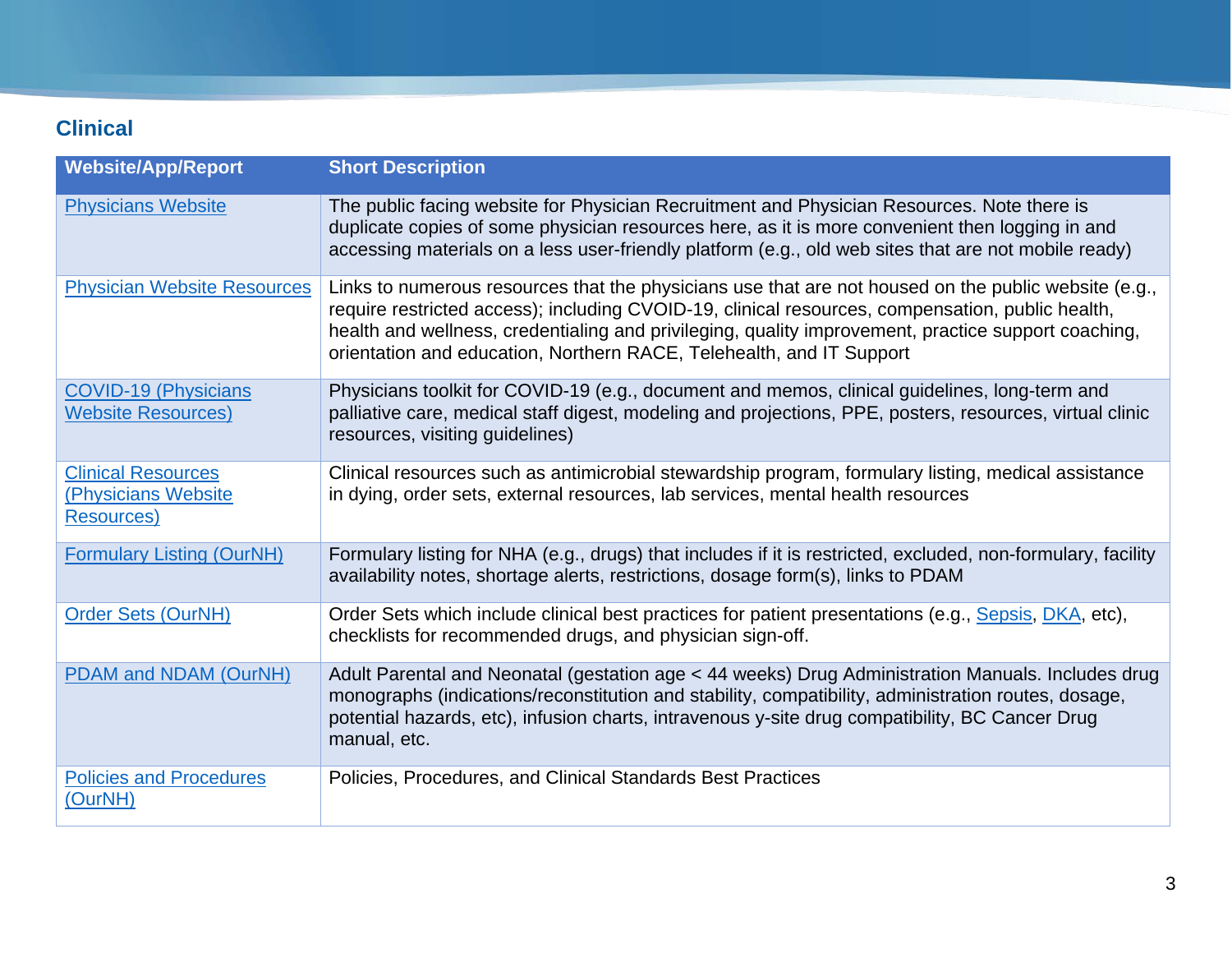## Clinical

| Website/App/Report | Short Description |
| --- | --- |
| Physicians Website | The public facing website for Physician Recruitment and Physician Resources. Note there is duplicate copies of some physician resources here, as it is more convenient then logging in and accessing materials on a less user-friendly platform (e.g., old web sites that are not mobile ready) |
| Physician Website Resources | Links to numerous resources that the physicians use that are not housed on the public website (e.g., require restricted access); including CVOID-19, clinical resources, compensation, public health, health and wellness, credentialing and privileging, quality improvement, practice support coaching, orientation and education, Northern RACE, Telehealth, and IT Support |
| COVID-19 (Physicians Website Resources) | Physicians toolkit for COVID-19 (e.g., document and memos, clinical guidelines, long-term and palliative care, medical staff digest, modeling and projections, PPE, posters, resources, virtual clinic resources, visiting guidelines) |
| Clinical Resources (Physicians Website Resources) | Clinical resources such as antimicrobial stewardship program, formulary listing, medical assistance in dying, order sets, external resources, lab services, mental health resources |
| Formulary Listing (OurNH) | Formulary listing for NHA (e.g., drugs) that includes if it is restricted, excluded, non-formulary, facility availability notes, shortage alerts, restrictions, dosage form(s), links to PDAM |
| Order Sets (OurNH) | Order Sets which include clinical best practices for patient presentations (e.g., Sepsis, DKA, etc), checklists for recommended drugs, and physician sign-off. |
| PDAM and NDAM (OurNH) | Adult Parental and Neonatal (gestation age < 44 weeks) Drug Administration Manuals. Includes drug monographs (indications/reconstitution and stability, compatibility, administration routes, dosage, potential hazards, etc), infusion charts, intravenous y-site drug compatibility, BC Cancer Drug manual, etc. |
| Policies and Procedures (OurNH) | Policies, Procedures, and Clinical Standards Best Practices |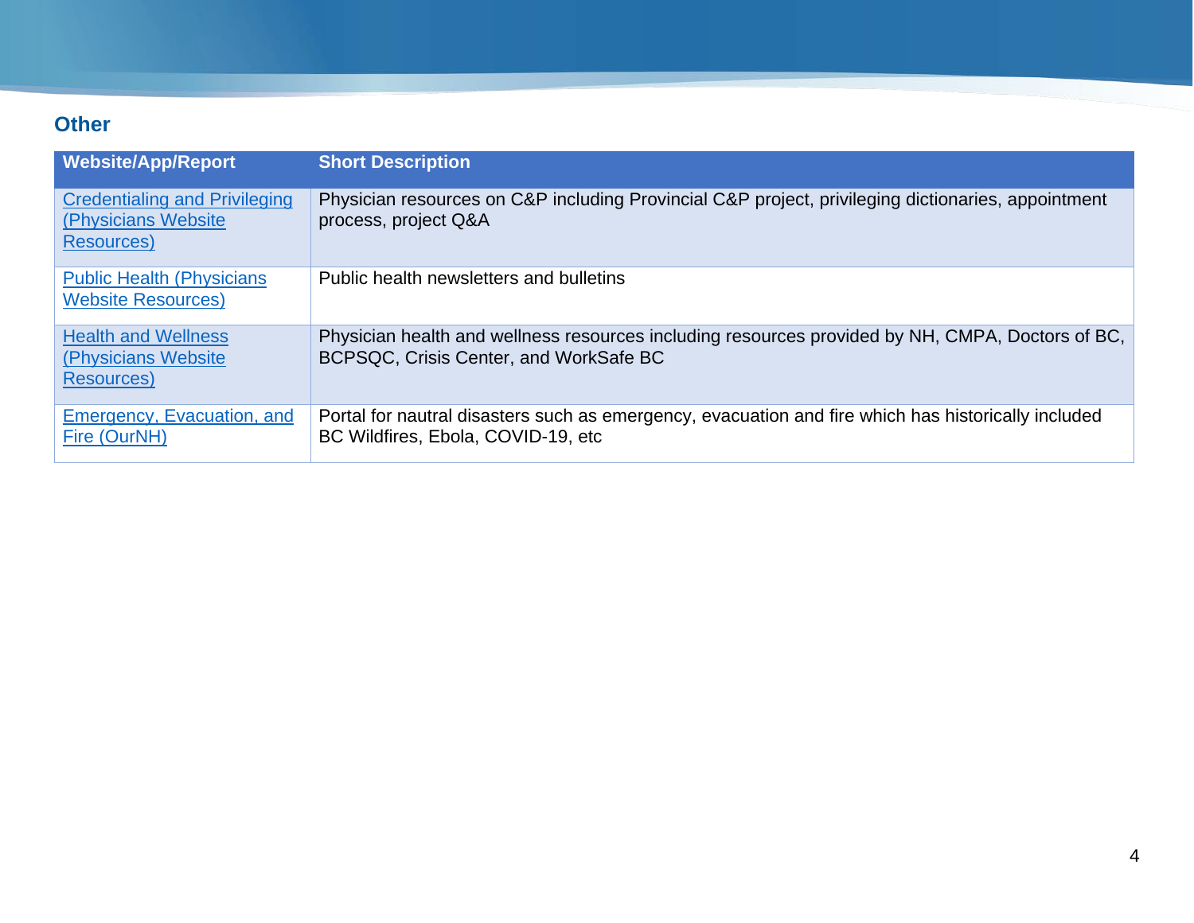## Other

| Website/App/Report | Short Description |
| --- | --- |
| Credentialing and Privileging (Physicians Website Resources) | Physician resources on C&P including Provincial C&P project, privileging dictionaries, appointment process, project Q&A |
| Public Health (Physicians Website Resources) | Public health newsletters and bulletins |
| Health and Wellness (Physicians Website Resources) | Physician health and wellness resources including resources provided by NH, CMPA, Doctors of BC, BCPSQC, Crisis Center, and WorkSafe BC |
| Emergency, Evacuation, and Fire (OurNH) | Portal for nautral disasters such as emergency, evacuation and fire which has historically included BC Wildfires, Ebola, COVID-19, etc |